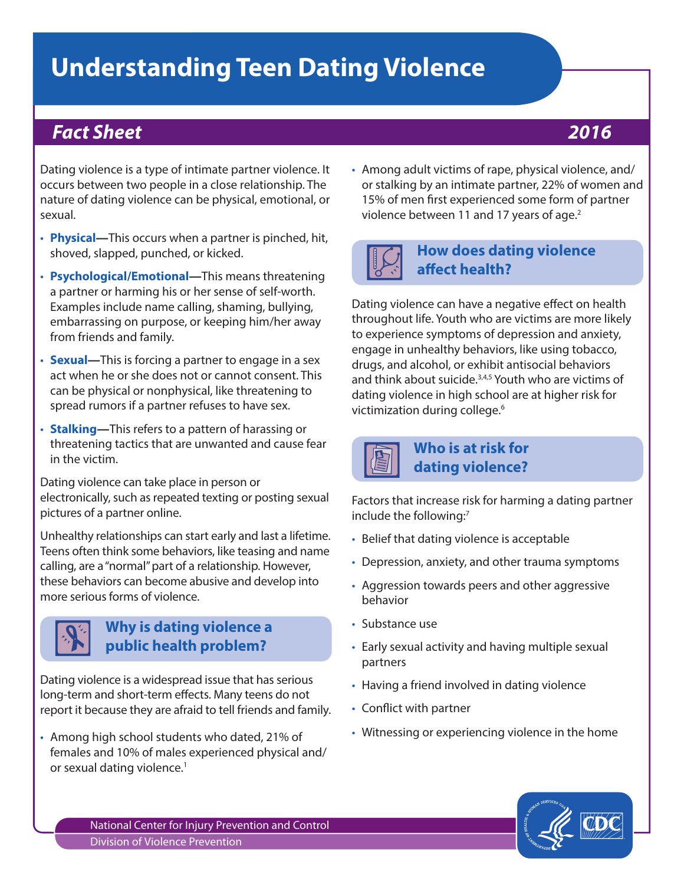# Understanding Teen Dating Violence

## *Fact Sheet* 2016

Dating violence is a type of intimate partner violence. It occurs between two people in a close relationship. The nature of dating violence can be physical, emotional, or sexual.

- **Physical**—This occurs when a partner is pinched, hit, shoved, slapped, punched, or kicked.
- **Psychological/Emotional**—This means threatening a partner or harming his or her sense of self-worth. Examples include name calling, shaming, bullying, embarrassing on purpose, or keeping him/her away from friends and family.
- **Sexual**—This is forcing a partner to engage in a sex act when he or she does not or cannot consent. This can be physical or nonphysical, like threatening to spread rumors if a partner refuses to have sex.
- **Stalking**—This refers to a pattern of harassing or threatening tactics that are unwanted and cause fear in the victim.

Dating violence can take place in person or electronically, such as repeated texting or posting sexual pictures of a partner online.

Unhealthy relationships can start early and last a lifetime. Teens often think some behaviors, like teasing and name calling, are a "normal" part of a relationship. However, these behaviors can become abusive and develop into more serious forms of violence.

### Why is dating violence a public health problem?

Dating violence is a widespread issue that has serious long-term and short-term effects. Many teens do not report it because they are afraid to tell friends and family.

- Among high school students who dated, 21% of females and 10% of males experienced physical and/or sexual dating violence.[1]
- Among adult victims of rape, physical violence, and/or stalking by an intimate partner, 22% of women and 15% of men first experienced some form of partner violence between 11 and 17 years of age.[2]

### How does dating violence affect health?

Dating violence can have a negative effect on health throughout life. Youth who are victims are more likely to experience symptoms of depression and anxiety, engage in unhealthy behaviors, like using tobacco, drugs, and alcohol, or exhibit antisocial behaviors and think about suicide.[3,4,5] Youth who are victims of dating violence in high school are at higher risk for victimization during college.[6]

### Who is at risk for dating violence?

Factors that increase risk for harming a dating partner include the following:[7]

- Belief that dating violence is acceptable
- Depression, anxiety, and other trauma symptoms
- Aggression towards peers and other aggressive behavior
- Substance use
- Early sexual activity and having multiple sexual partners
- Having a friend involved in dating violence
- Conflict with partner
- Witnessing or experiencing violence in the home

National Center for Injury Prevention and Control
Division of Violence Prevention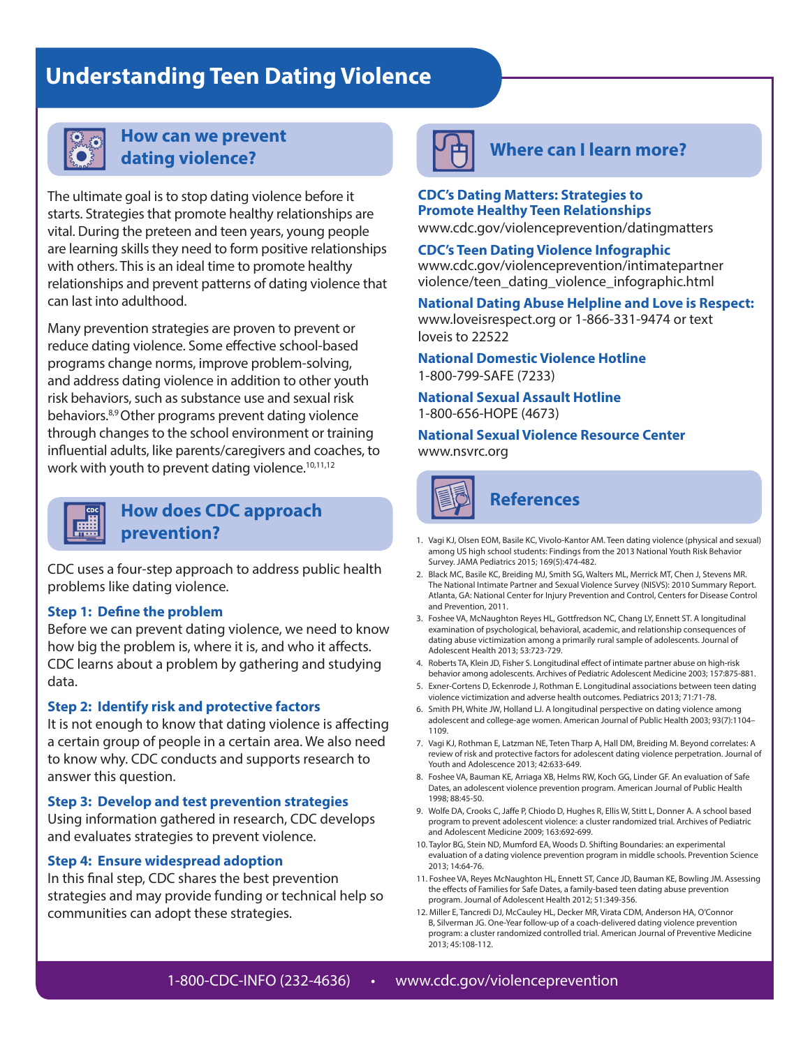# Understanding Teen Dating Violence

## How can we prevent dating violence?

The ultimate goal is to stop dating violence before it starts. Strategies that promote healthy relationships are vital. During the preteen and teen years, young people are learning skills they need to form positive relationships with others. This is an ideal time to promote healthy relationships and prevent patterns of dating violence that can last into adulthood.

Many prevention strategies are proven to prevent or reduce dating violence. Some effective school-based programs change norms, improve problem-solving, and address dating violence in addition to other youth risk behaviors, such as substance use and sexual risk behaviors.[8,9] Other programs prevent dating violence through changes to the school environment or training influential adults, like parents/caregivers and coaches, to work with youth to prevent dating violence.[10,11,12]

## How does CDC approach prevention?

CDC uses a four-step approach to address public health problems like dating violence.

### Step 1: Define the problem

Before we can prevent dating violence, we need to know how big the problem is, where it is, and who it affects. CDC learns about a problem by gathering and studying data.

### Step 2: Identify risk and protective factors

It is not enough to know that dating violence is affecting a certain group of people in a certain area. We also need to know why. CDC conducts and supports research to answer this question.

### Step 3: Develop and test prevention strategies

Using information gathered in research, CDC develops and evaluates strategies to prevent violence.

### Step 4: Ensure widespread adoption

In this final step, CDC shares the best prevention strategies and may provide funding or technical help so communities can adopt these strategies.

## Where can I learn more?

**CDC's Dating Matters: Strategies to Promote Healthy Teen Relationships**
www.cdc.gov/violenceprevention/datingmatters

**CDC's Teen Dating Violence Infographic**
www.cdc.gov/violenceprevention/intimatepartnerviolence/teen_dating_violence_infographic.html

**National Dating Abuse Helpline and Love is Respect:**
www.loveisrespect.org or 1-866-331-9474 or text loveis to 22522

**National Domestic Violence Hotline**
1-800-799-SAFE (7233)

**National Sexual Assault Hotline**
1-800-656-HOPE (4673)

**National Sexual Violence Resource Center**
www.nsvrc.org

## References

1. Vagi KJ, Olsen EOM, Basile KC, Vivolo-Kantor AM. Teen dating violence (physical and sexual) among US high school students: Findings from the 2013 National Youth Risk Behavior Survey. JAMA Pediatrics 2015; 169(5):474-482.
2. Black MC, Basile KC, Breiding MJ, Smith SG, Walters ML, Merrick MT, Chen J, Stevens MR. The National Intimate Partner and Sexual Violence Survey (NISVS): 2010 Summary Report. Atlanta, GA: National Center for Injury Prevention and Control, Centers for Disease Control and Prevention, 2011.
3. Foshee VA, McNaughton Reyes HL, Gottfredson NC, Chang LY, Ennett ST. A longitudinal examination of psychological, behavioral, academic, and relationship consequences of dating abuse victimization among a primarily rural sample of adolescents. Journal of Adolescent Health 2013; 53:723-729.
4. Roberts TA, Klein JD, Fisher S. Longitudinal effect of intimate partner abuse on high-risk behavior among adolescents. Archives of Pediatric Adolescent Medicine 2003; 157:875-881.
5. Exner-Cortens D, Eckenrode J, Rothman E. Longitudinal associations between teen dating violence victimization and adverse health outcomes. Pediatrics 2013; 71:71-78.
6. Smith PH, White JW, Holland LJ. A longitudinal perspective on dating violence among adolescent and college-age women. American Journal of Public Health 2003; 93(7):1104–1109.
7. Vagi KJ, Rothman E, Latzman NE, Teten Tharp A, Hall DM, Breiding M. Beyond correlates: A review of risk and protective factors for adolescent dating violence perpetration. Journal of Youth and Adolescence 2013; 42:633-649.
8. Foshee VA, Bauman KE, Arriaga XB, Helms RW, Koch GG, Linder GF. An evaluation of Safe Dates, an adolescent violence prevention program. American Journal of Public Health 1998; 88:45-50.
9. Wolfe DA, Crooks C, Jaffe P, Chiodo D, Hughes R, Ellis W, Stitt L, Donner A. A school based program to prevent adolescent violence: a cluster randomized trial. Archives of Pediatric and Adolescent Medicine 2009; 163:692-699.
10. Taylor BG, Stein ND, Mumford EA, Woods D. Shifting Boundaries: an experimental evaluation of a dating violence prevention program in middle schools. Prevention Science 2013; 14:64-76.
11. Foshee VA, Reyes McNaughton HL, Ennett ST, Cance JD, Bauman KE, Bowling JM. Assessing the effects of Families for Safe Dates, a family-based teen dating abuse prevention program. Journal of Adolescent Health 2012; 51:349-356.
12. Miller E, Tancredi DJ, McCauley HL, Decker MR, Virata CDM, Anderson HA, O'Connor B, Silverman JG. One-Year follow-up of a coach-delivered dating violence prevention program: a cluster randomized controlled trial. American Journal of Preventive Medicine 2013; 45:108-112.

1-800-CDC-INFO (232-4636) • www.cdc.gov/violenceprevention